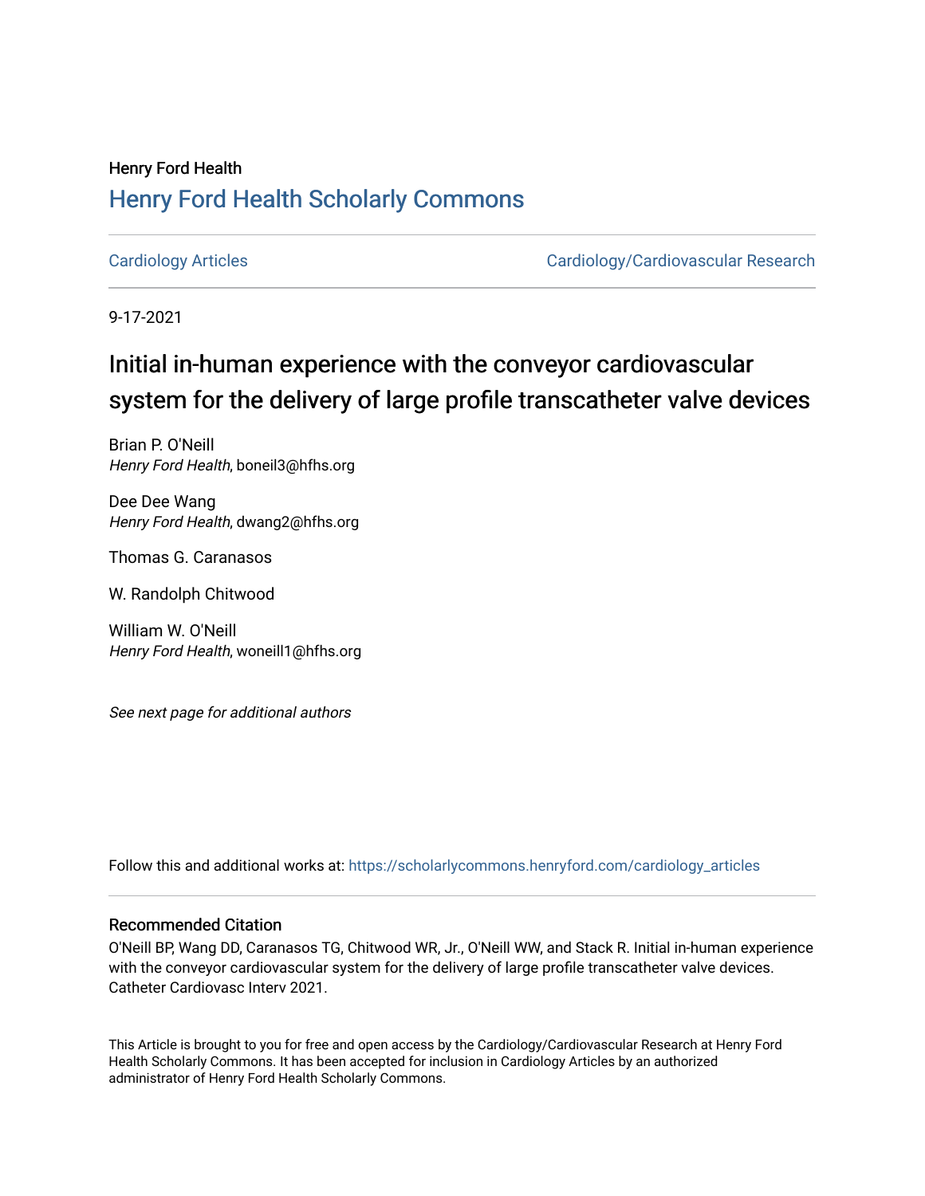Henry Ford Health

# Henry Ford Health Scholarly Commons

Cardiology Articles | Cardiology/Cardiovascular Research

9-17-2021

# Initial in-human experience with the conveyor cardiovascular system for the delivery of large profile transcatheter valve devices

Brian P. O'Neill
*Henry Ford Health*, boneil3@hfhs.org

Dee Dee Wang
*Henry Ford Health*, dwang2@hfhs.org

Thomas G. Caranasos

W. Randolph Chitwood

William W. O'Neill
*Henry Ford Health*, woneill1@hfhs.org

*See next page for additional authors*

Follow this and additional works at: https://scholarlycommons.henryford.com/cardiology_articles

## Recommended Citation

O'Neill BP, Wang DD, Caranasos TG, Chitwood WR, Jr., O'Neill WW, and Stack R. Initial in-human experience with the conveyor cardiovascular system for the delivery of large profile transcatheter valve devices. Catheter Cardiovasc Interv 2021.

This Article is brought to you for free and open access by the Cardiology/Cardiovascular Research at Henry Ford Health Scholarly Commons. It has been accepted for inclusion in Cardiology Articles by an authorized administrator of Henry Ford Health Scholarly Commons.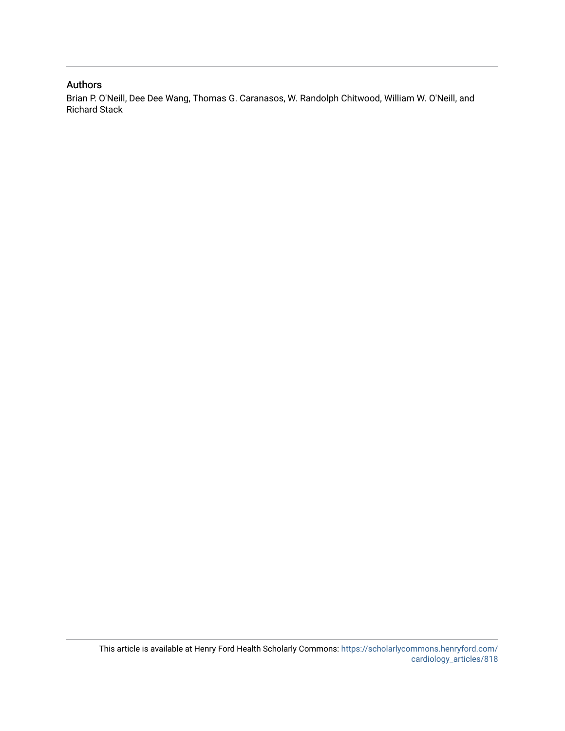## Authors

Brian P. O'Neill, Dee Dee Wang, Thomas G. Caranasos, W. Randolph Chitwood, William W. O'Neill, and Richard Stack

This article is available at Henry Ford Health Scholarly Commons: https://scholarlycommons.henryford.com/cardiology_articles/818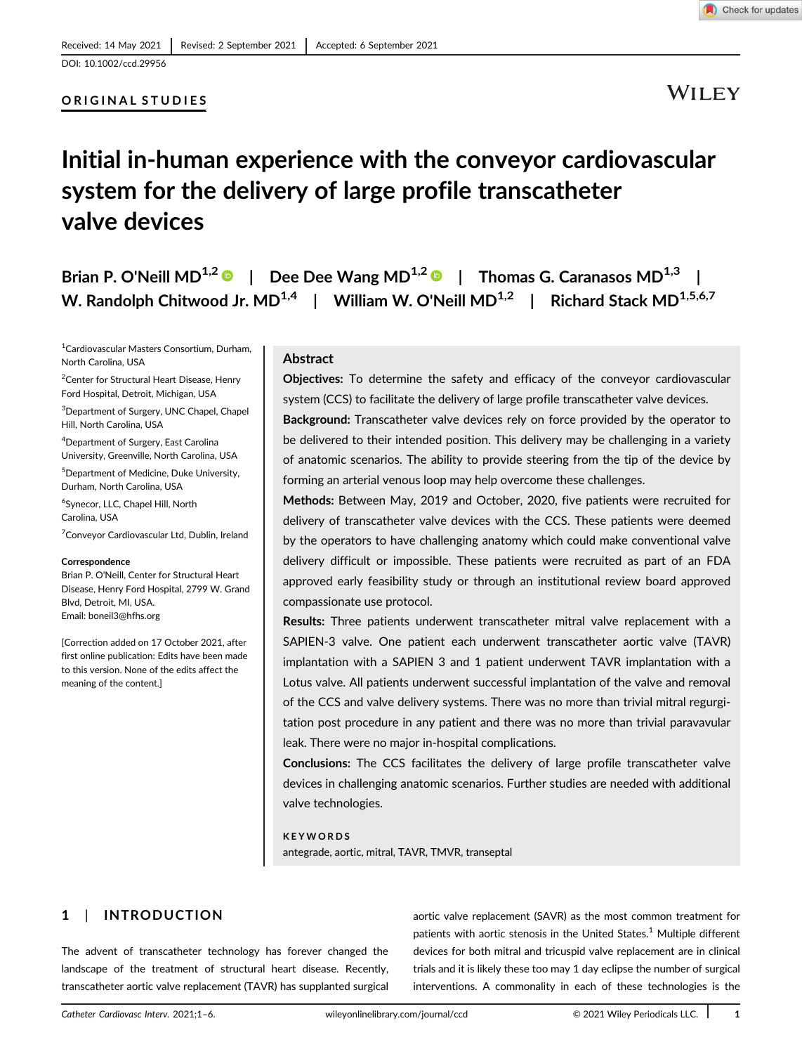ORIGINAL STUDIES

# Initial in-human experience with the conveyor cardiovascular system for the delivery of large profile transcatheter valve devices

Brian P. O'Neill MD[1,2] | Dee Dee Wang MD[1,2] | Thomas G. Caranasos MD[1,3] | W. Randolph Chitwood Jr. MD[1,4] | William W. O'Neill MD[1,2] | Richard Stack MD[1,5,6,7]

[1]Cardiovascular Masters Consortium, Durham, North Carolina, USA

[2]Center for Structural Heart Disease, Henry Ford Hospital, Detroit, Michigan, USA

[3]Department of Surgery, UNC Chapel, Chapel Hill, North Carolina, USA

[4]Department of Surgery, East Carolina University, Greenville, North Carolina, USA

[5]Department of Medicine, Duke University, Durham, North Carolina, USA

[6]Synecor, LLC, Chapel Hill, North Carolina, USA

[7]Conveyor Cardiovascular Ltd, Dublin, Ireland

**Correspondence**

Brian P. O'Neill, Center for Structural Heart Disease, Henry Ford Hospital, 2799 W. Grand Blvd, Detroit, MI, USA.

Email: boneil3@hfhs.org

[Correction added on 17 October 2021, after first online publication: Edits have been made to this version. None of the edits affect the meaning of the content.]

## Abstract

**Objectives:** To determine the safety and efficacy of the conveyor cardiovascular system (CCS) to facilitate the delivery of large profile transcatheter valve devices.

**Background:** Transcatheter valve devices rely on force provided by the operator to be delivered to their intended position. This delivery may be challenging in a variety of anatomic scenarios. The ability to provide steering from the tip of the device by forming an arterial venous loop may help overcome these challenges.

**Methods:** Between May, 2019 and October, 2020, five patients were recruited for delivery of transcatheter valve devices with the CCS. These patients were deemed by the operators to have challenging anatomy which could make conventional valve delivery difficult or impossible. These patients were recruited as part of an FDA approved early feasibility study or through an institutional review board approved compassionate use protocol.

**Results:** Three patients underwent transcatheter mitral valve replacement with a SAPIEN-3 valve. One patient each underwent transcatheter aortic valve (TAVR) implantation with a SAPIEN 3 and 1 patient underwent TAVR implantation with a Lotus valve. All patients underwent successful implantation of the valve and removal of the CCS and valve delivery systems. There was no more than trivial mitral regurgitation post procedure in any patient and there was no more than trivial paravavular leak. There were no major in-hospital complications.

**Conclusions:** The CCS facilitates the delivery of large profile transcatheter valve devices in challenging anatomic scenarios. Further studies are needed with additional valve technologies.

**KEYWORDS**

antegrade, aortic, mitral, TAVR, TMVR, transeptal

## 1 | INTRODUCTION

The advent of transcatheter technology has forever changed the landscape of the treatment of structural heart disease. Recently, transcatheter aortic valve replacement (TAVR) has supplanted surgical aortic valve replacement (SAVR) as the most common treatment for patients with aortic stenosis in the United States.[1] Multiple different devices for both mitral and tricuspid valve replacement are in clinical trials and it is likely these too may 1 day eclipse the number of surgical interventions. A commonality in each of these technologies is the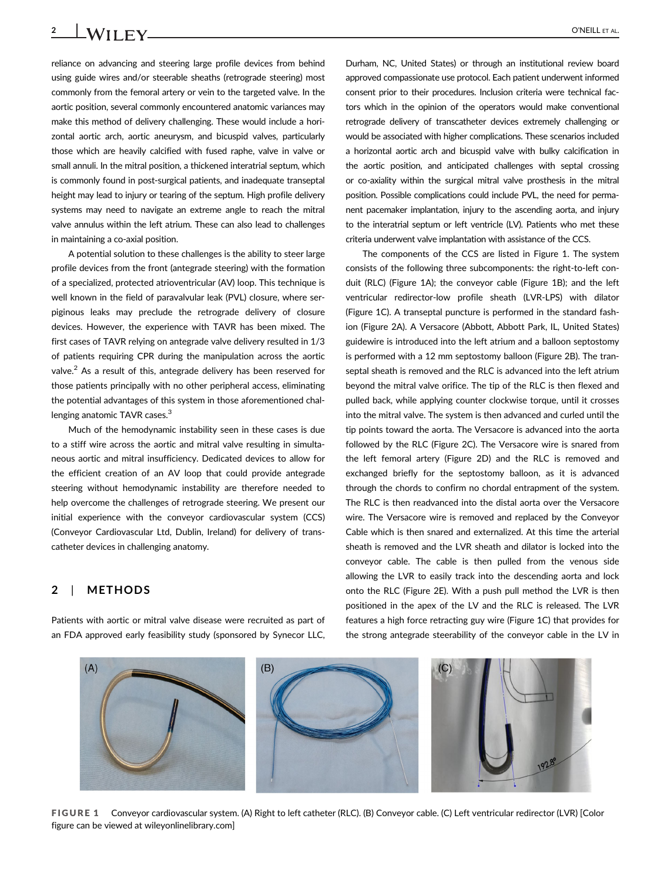reliance on advancing and steering large profile devices from behind using guide wires and/or steerable sheaths (retrograde steering) most commonly from the femoral artery or vein to the targeted valve. In the aortic position, several commonly encountered anatomic variances may make this method of delivery challenging. These would include a horizontal aortic arch, aortic aneurysm, and bicuspid valves, particularly those which are heavily calcified with fused raphe, valve in valve or small annuli. In the mitral position, a thickened interatrial septum, which is commonly found in post-surgical patients, and inadequate transeptal height may lead to injury or tearing of the septum. High profile delivery systems may need to navigate an extreme angle to reach the mitral valve annulus within the left atrium. These can also lead to challenges in maintaining a co-axial position.

A potential solution to these challenges is the ability to steer large profile devices from the front (antegrade steering) with the formation of a specialized, protected atrioventricular (AV) loop. This technique is well known in the field of paravalvular leak (PVL) closure, where serpiginous leaks may preclude the retrograde delivery of closure devices. However, the experience with TAVR has been mixed. The first cases of TAVR relying on antegrade valve delivery resulted in 1/3 of patients requiring CPR during the manipulation across the aortic valve.[2] As a result of this, antegrade delivery has been reserved for those patients principally with no other peripheral access, eliminating the potential advantages of this system in those aforementioned challenging anatomic TAVR cases.[3]

Much of the hemodynamic instability seen in these cases is due to a stiff wire across the aortic and mitral valve resulting in simultaneous aortic and mitral insufficiency. Dedicated devices to allow for the efficient creation of an AV loop that could provide antegrade steering without hemodynamic instability are therefore needed to help overcome the challenges of retrograde steering. We present our initial experience with the conveyor cardiovascular system (CCS) (Conveyor Cardiovascular Ltd, Dublin, Ireland) for delivery of transcatheter devices in challenging anatomy.

## 2 | METHODS

Patients with aortic or mitral valve disease were recruited as part of an FDA approved early feasibility study (sponsored by Synecor LLC, Durham, NC, United States) or through an institutional review board approved compassionate use protocol. Each patient underwent informed consent prior to their procedures. Inclusion criteria were technical factors which in the opinion of the operators would make conventional retrograde delivery of transcatheter devices extremely challenging or would be associated with higher complications. These scenarios included a horizontal aortic arch and bicuspid valve with bulky calcification in the aortic position, and anticipated challenges with septal crossing or co-axiality within the surgical mitral valve prosthesis in the mitral position. Possible complications could include PVL, the need for permanent pacemaker implantation, injury to the ascending aorta, and injury to the interatrial septum or left ventricle (LV). Patients who met these criteria underwent valve implantation with assistance of the CCS.

The components of the CCS are listed in Figure 1. The system consists of the following three subcomponents: the right-to-left conduit (RLC) (Figure 1A); the conveyor cable (Figure 1B); and the left ventricular redirector-low profile sheath (LVR-LPS) with dilator (Figure 1C). A transeptal puncture is performed in the standard fashion (Figure 2A). A Versacore (Abbott, Abbott Park, IL, United States) guidewire is introduced into the left atrium and a balloon septostomy is performed with a 12 mm septostomy balloon (Figure 2B). The transeptal sheath is removed and the RLC is advanced into the left atrium beyond the mitral valve orifice. The tip of the RLC is then flexed and pulled back, while applying counter clockwise torque, until it crosses into the mitral valve. The system is then advanced and curled until the tip points toward the aorta. The Versacore is advanced into the aorta followed by the RLC (Figure 2C). The Versacore wire is snared from the left femoral artery (Figure 2D) and the RLC is removed and exchanged briefly for the septostomy balloon, as it is advanced through the chords to confirm no chordal entrapment of the system. The RLC is then readvanced into the distal aorta over the Versacore wire. The Versacore wire is removed and replaced by the Conveyor Cable which is then snared and externalized. At this time the arterial sheath is removed and the LVR sheath and dilator is locked into the conveyor cable. The cable is then pulled from the venous side allowing the LVR to easily track into the descending aorta and lock onto the RLC (Figure 2E). With a push pull method the LVR is then positioned in the apex of the LV and the RLC is released. The LVR features a high force retracting guy wire (Figure 1C) that provides for the strong antegrade steerability of the conveyor cable in the LV in

FIGURE 1 Conveyor cardiovascular system. (A) Right to left catheter (RLC). (B) Conveyor cable. (C) Left ventricular redirector (LVR) [Color figure can be viewed at wileyonlinelibrary.com]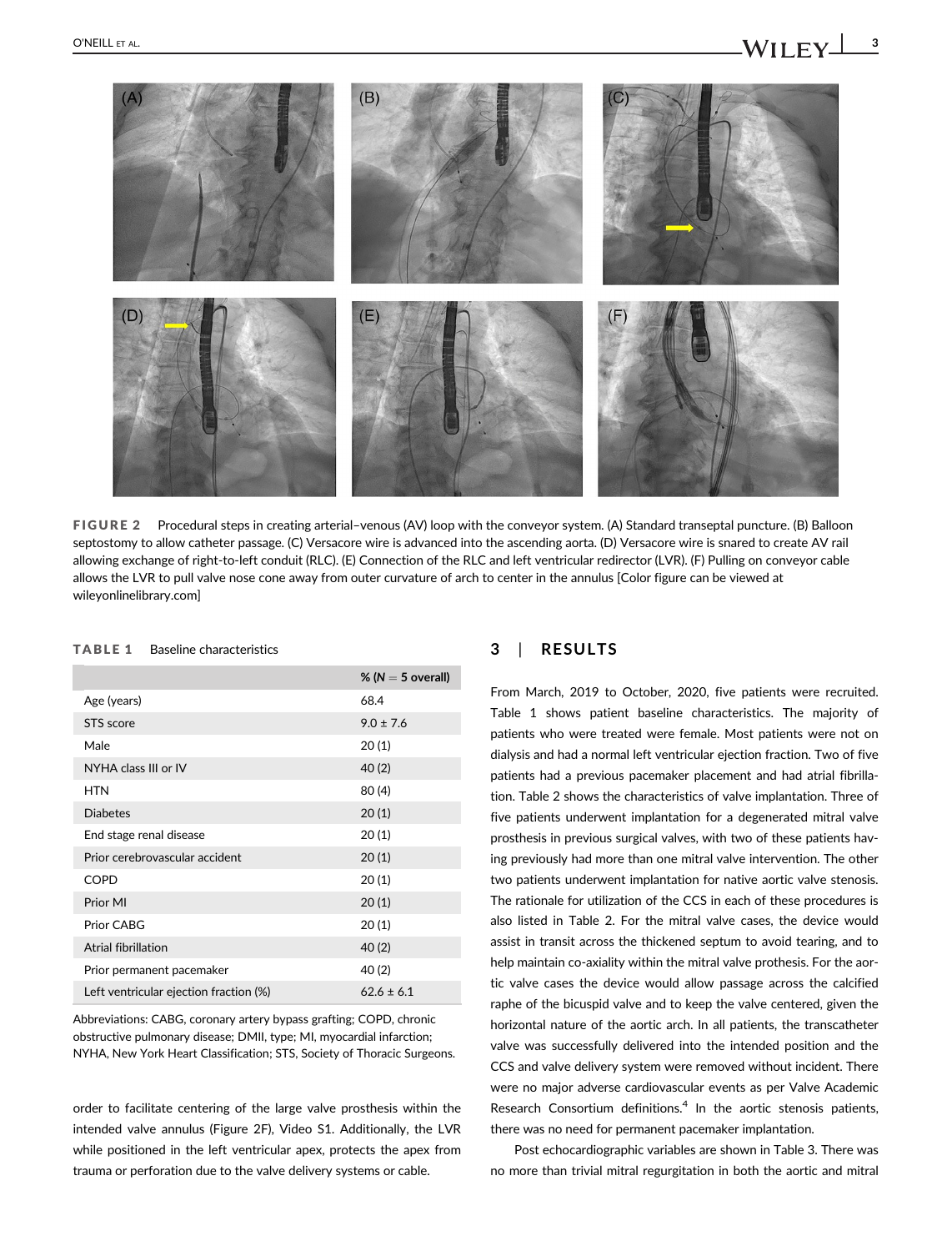**FIGURE 2** Procedural steps in creating arterial–venous (AV) loop with the conveyor system. (A) Standard transeptal puncture. (B) Balloon septostomy to allow catheter passage. (C) Versacore wire is advanced into the ascending aorta. (D) Versacore wire is snared to create AV rail allowing exchange of right-to-left conduit (RLC). (E) Connection of the RLC and left ventricular redirector (LVR). (F) Pulling on conveyor cable allows the LVR to pull valve nose cone away from outer curvature of arch to center in the annulus [Color figure can be viewed at wileyonlinelibrary.com]

order to facilitate centering of the large valve prosthesis within the intended valve annulus (Figure 2F), Video S1. Additionally, the LVR while positioned in the left ventricular apex, protects the apex from trauma or perforation due to the valve delivery systems or cable.

**TABLE 1** Baseline characteristics

| | % (N = 5 overall) |
|---|---|
| Age (years) | 68.4 |
| STS score | 9.0 ± 7.6 |
| Male | 20 (1) |
| NYHA class III or IV | 40 (2) |
| HTN | 80 (4) |
| Diabetes | 20 (1) |
| End stage renal disease | 20 (1) |
| Prior cerebrovascular accident | 20 (1) |
| COPD | 20 (1) |
| Prior MI | 20 (1) |
| Prior CABG | 20 (1) |
| Atrial fibrillation | 40 (2) |
| Prior permanent pacemaker | 40 (2) |
| Left ventricular ejection fraction (%) | 62.6 ± 6.1 |

Abbreviations: CABG, coronary artery bypass grafting; COPD, chronic obstructive pulmonary disease; DMII, type; MI, myocardial infarction; NYHA, New York Heart Classification; STS, Society of Thoracic Surgeons.

## 3 | RESULTS

From March, 2019 to October, 2020, five patients were recruited. Table 1 shows patient baseline characteristics. The majority of patients who were treated were female. Most patients were not on dialysis and had a normal left ventricular ejection fraction. Two of five patients had a previous pacemaker placement and had atrial fibrillation. Table 2 shows the characteristics of valve implantation. Three of five patients underwent implantation for a degenerated mitral valve prosthesis in previous surgical valves, with two of these patients having previously had more than one mitral valve intervention. The other two patients underwent implantation for native aortic valve stenosis. The rationale for utilization of the CCS in each of these procedures is also listed in Table 2. For the mitral valve cases, the device would assist in transit across the thickened septum to avoid tearing, and to help maintain co-axiality within the mitral valve prothesis. For the aortic valve cases the device would allow passage across the calcified raphe of the bicuspid valve and to keep the valve centered, given the horizontal nature of the aortic arch. In all patients, the transcatheter valve was successfully delivered into the intended position and the CCS and valve delivery system were removed without incident. There were no major adverse cardiovascular events as per Valve Academic Research Consortium definitions.[4] In the aortic stenosis patients, there was no need for permanent pacemaker implantation.

Post echocardiographic variables are shown in Table 3. There was no more than trivial mitral regurgitation in both the aortic and mitral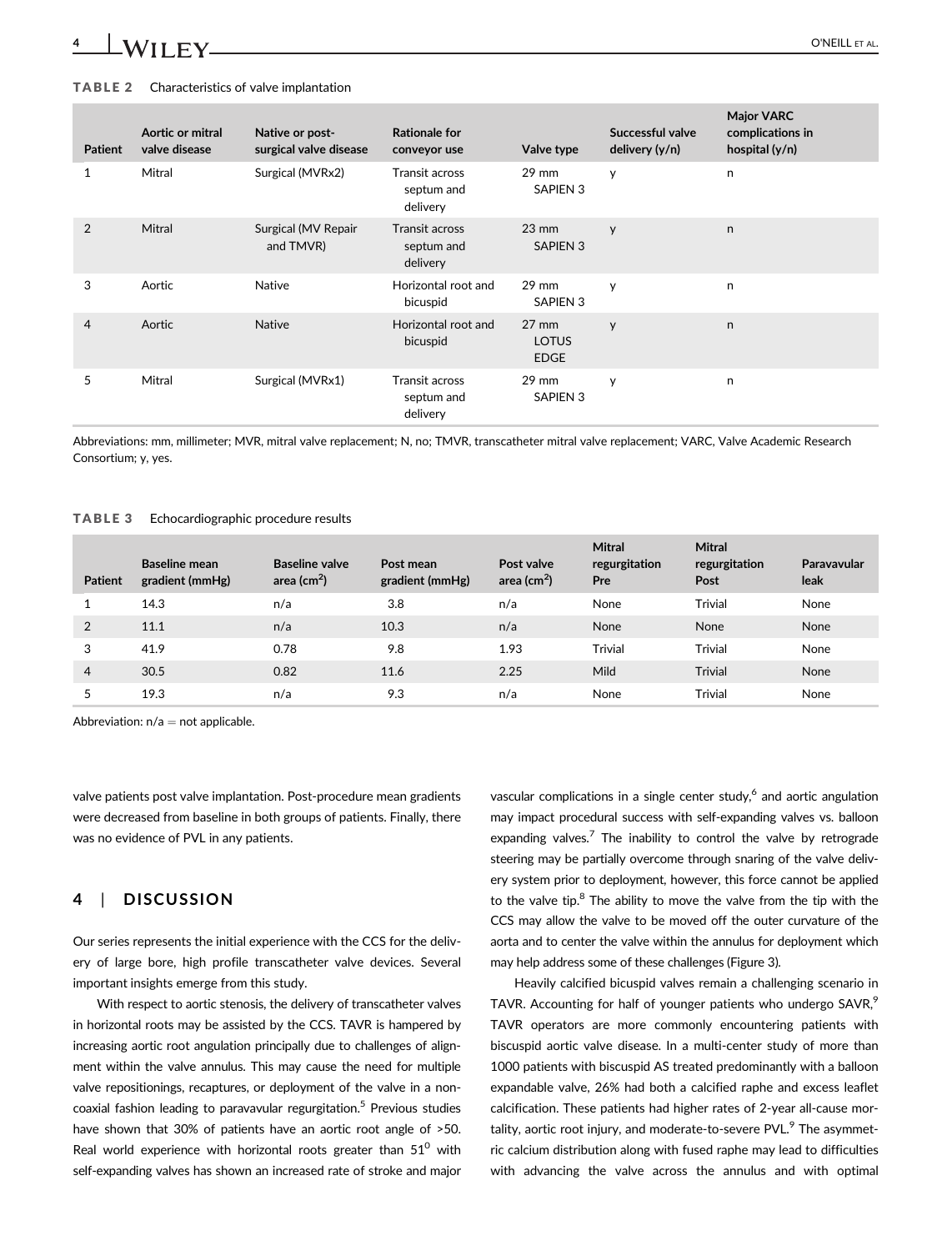**TABLE 2** Characteristics of valve implantation

| Patient | Aortic or mitral valve disease | Native or post-surgical valve disease | Rationale for conveyor use | Valve type | Successful valve delivery (y/n) | Major VARC complications in hospital (y/n) |
|---|---|---|---|---|---|---|
| 1 | Mitral | Surgical (MVRx2) | Transit across septum and delivery | 29 mm SAPIEN 3 | y | n |
| 2 | Mitral | Surgical (MV Repair and TMVR) | Transit across septum and delivery | 23 mm SAPIEN 3 | y | n |
| 3 | Aortic | Native | Horizontal root and bicuspid | 29 mm SAPIEN 3 | y | n |
| 4 | Aortic | Native | Horizontal root and bicuspid | 27 mm LOTUS EDGE | y | n |
| 5 | Mitral | Surgical (MVRx1) | Transit across septum and delivery | 29 mm SAPIEN 3 | y | n |

Abbreviations: mm, millimeter; MVR, mitral valve replacement; N, no; TMVR, transcatheter mitral valve replacement; VARC, Valve Academic Research Consortium; y, yes.

**TABLE 3** Echocardiographic procedure results

| Patient | Baseline mean gradient (mmHg) | Baseline valve area (cm$^2$) | Post mean gradient (mmHg) | Post valve area (cm$^2$) | Mitral regurgitation Pre | Mitral regurgitation Post | Paravavular leak |
|---|---|---|---|---|---|---|---|
| 1 | 14.3 | n/a | 3.8 | n/a | None | Trivial | None |
| 2 | 11.1 | n/a | 10.3 | n/a | None | None | None |
| 3 | 41.9 | 0.78 | 9.8 | 1.93 | Trivial | Trivial | None |
| 4 | 30.5 | 0.82 | 11.6 | 2.25 | Mild | Trivial | None |
| 5 | 19.3 | n/a | 9.3 | n/a | None | Trivial | None |

Abbreviation: n/a = not applicable.

valve patients post valve implantation. Post-procedure mean gradients were decreased from baseline in both groups of patients. Finally, there was no evidence of PVL in any patients.

## 4 | DISCUSSION

Our series represents the initial experience with the CCS for the delivery of large bore, high profile transcatheter valve devices. Several important insights emerge from this study.

With respect to aortic stenosis, the delivery of transcatheter valves in horizontal roots may be assisted by the CCS. TAVR is hampered by increasing aortic root angulation principally due to challenges of alignment within the valve annulus. This may cause the need for multiple valve repositionings, recaptures, or deployment of the valve in a non-coaxial fashion leading to paravavular regurgitation.[5] Previous studies have shown that 30% of patients have an aortic root angle of >50. Real world experience with horizontal roots greater than 51$^0$ with self-expanding valves has shown an increased rate of stroke and major vascular complications in a single center study,[6] and aortic angulation may impact procedural success with self-expanding valves vs. balloon expanding valves.[7] The inability to control the valve by retrograde steering may be partially overcome through snaring of the valve delivery system prior to deployment, however, this force cannot be applied to the valve tip.[8] The ability to move the valve from the tip with the CCS may allow the valve to be moved off the outer curvature of the aorta and to center the valve within the annulus for deployment which may help address some of these challenges (Figure 3).

Heavily calcified bicuspid valves remain a challenging scenario in TAVR. Accounting for half of younger patients who undergo SAVR,[9] TAVR operators are more commonly encountering patients with biscuspid aortic valve disease. In a multi-center study of more than 1000 patients with biscuspid AS treated predominantly with a balloon expandable valve, 26% had both a calcified raphe and excess leaflet calcification. These patients had higher rates of 2-year all-cause mortality, aortic root injury, and moderate-to-severe PVL.[9] The asymmetric calcium distribution along with fused raphe may lead to difficulties with advancing the valve across the annulus and with optimal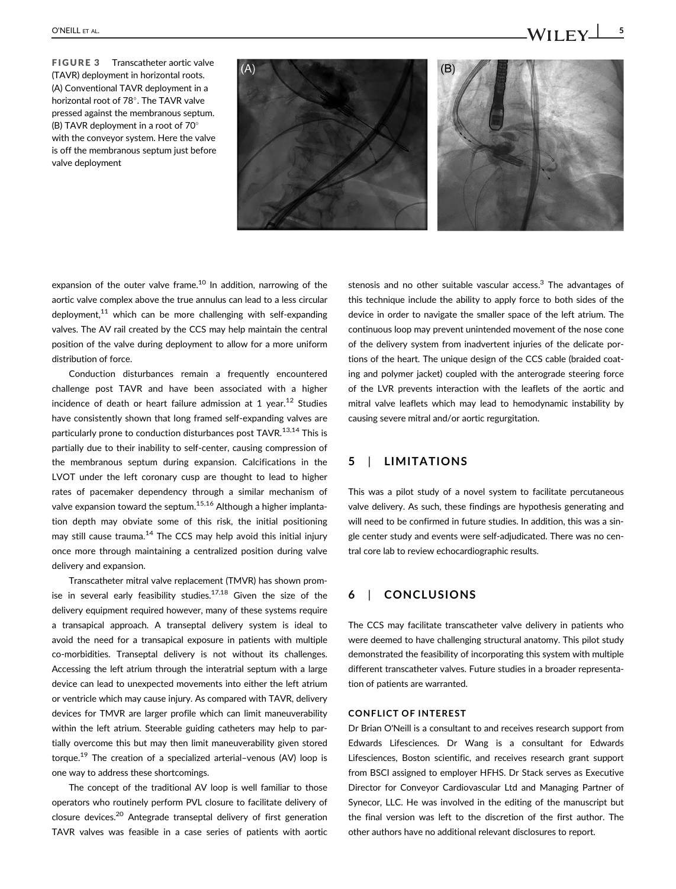FIGURE 3 Transcatheter aortic valve (TAVR) deployment in horizontal roots. (A) Conventional TAVR deployment in a horizontal root of 78°. The TAVR valve pressed against the membranous septum. (B) TAVR deployment in a root of 70° with the conveyor system. Here the valve is off the membranous septum just before valve deployment

expansion of the outer valve frame.[10] In addition, narrowing of the aortic valve complex above the true annulus can lead to a less circular deployment,[11] which can be more challenging with self-expanding valves. The AV rail created by the CCS may help maintain the central position of the valve during deployment to allow for a more uniform distribution of force.

Conduction disturbances remain a frequently encountered challenge post TAVR and have been associated with a higher incidence of death or heart failure admission at 1 year.[12] Studies have consistently shown that long framed self-expanding valves are particularly prone to conduction disturbances post TAVR.[13,14] This is partially due to their inability to self-center, causing compression of the membranous septum during expansion. Calcifications in the LVOT under the left coronary cusp are thought to lead to higher rates of pacemaker dependency through a similar mechanism of valve expansion toward the septum.[15,16] Although a higher implantation depth may obviate some of this risk, the initial positioning may still cause trauma.[14] The CCS may help avoid this initial injury once more through maintaining a centralized position during valve delivery and expansion.

Transcatheter mitral valve replacement (TMVR) has shown promise in several early feasibility studies.[17,18] Given the size of the delivery equipment required however, many of these systems require a transapical approach. A transeptal delivery system is ideal to avoid the need for a transapical exposure in patients with multiple co-morbidities. Transeptal delivery is not without its challenges. Accessing the left atrium through the interatrial septum with a large device can lead to unexpected movements into either the left atrium or ventricle which may cause injury. As compared with TAVR, delivery devices for TMVR are larger profile which can limit maneuverability within the left atrium. Steerable guiding catheters may help to partially overcome this but may then limit maneuverability given stored torque.[19] The creation of a specialized arterial–venous (AV) loop is one way to address these shortcomings.

The concept of the traditional AV loop is well familiar to those operators who routinely perform PVL closure to facilitate delivery of closure devices.[20] Antegrade transeptal delivery of first generation TAVR valves was feasible in a case series of patients with aortic stenosis and no other suitable vascular access.[3] The advantages of this technique include the ability to apply force to both sides of the device in order to navigate the smaller space of the left atrium. The continuous loop may prevent unintended movement of the nose cone of the delivery system from inadvertent injuries of the delicate portions of the heart. The unique design of the CCS cable (braided coating and polymer jacket) coupled with the anterograde steering force of the LVR prevents interaction with the leaflets of the aortic and mitral valve leaflets which may lead to hemodynamic instability by causing severe mitral and/or aortic regurgitation.

## 5 | LIMITATIONS

This was a pilot study of a novel system to facilitate percutaneous valve delivery. As such, these findings are hypothesis generating and will need to be confirmed in future studies. In addition, this was a single center study and events were self-adjudicated. There was no central core lab to review echocardiographic results.

## 6 | CONCLUSIONS

The CCS may facilitate transcatheter valve delivery in patients who were deemed to have challenging structural anatomy. This pilot study demonstrated the feasibility of incorporating this system with multiple different transcatheter valves. Future studies in a broader representation of patients are warranted.

### CONFLICT OF INTEREST

Dr Brian O'Neill is a consultant to and receives research support from Edwards Lifesciences. Dr Wang is a consultant for Edwards Lifesciences, Boston scientific, and receives research grant support from BSCI assigned to employer HFHS. Dr Stack serves as Executive Director for Conveyor Cardiovascular Ltd and Managing Partner of Synecor, LLC. He was involved in the editing of the manuscript but the final version was left to the discretion of the first author. The other authors have no additional relevant disclosures to report.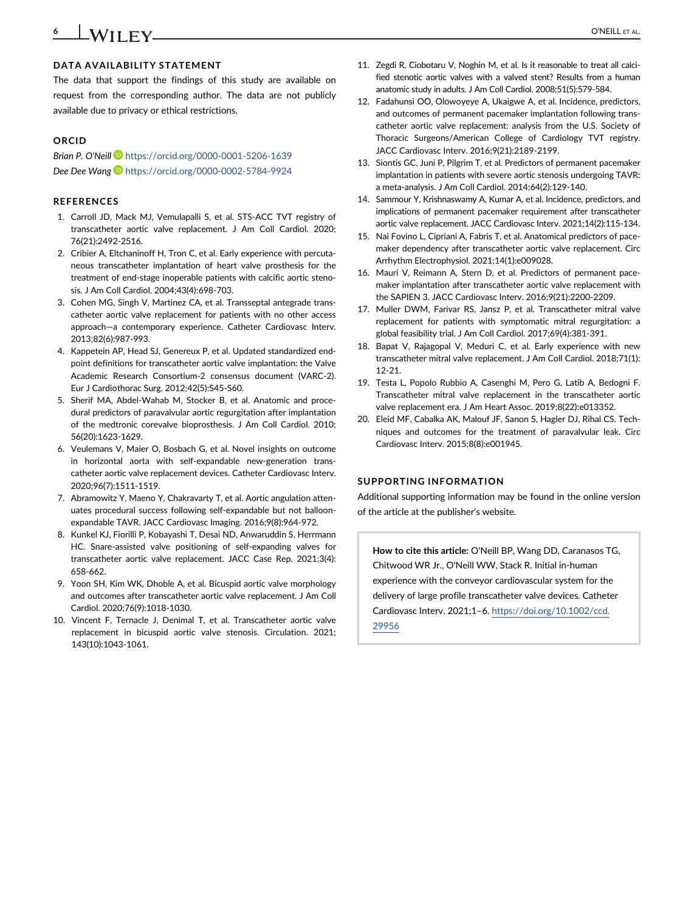## DATA AVAILABILITY STATEMENT

The data that support the findings of this study are available on request from the corresponding author. The data are not publicly available due to privacy or ethical restrictions.

## ORCID

*Brian P. O'Neill* https://orcid.org/0000-0001-5206-1639
*Dee Dee Wang* https://orcid.org/0000-0002-5784-9924

## REFERENCES

1. Carroll JD, Mack MJ, Vemulapalli S, et al. STS-ACC TVT registry of transcatheter aortic valve replacement. J Am Coll Cardiol. 2020;76(21):2492-2516.
2. Cribier A, Eltchaninoff H, Tron C, et al. Early experience with percutaneous transcatheter implantation of heart valve prosthesis for the treatment of end-stage inoperable patients with calcific aortic stenosis. J Am Coll Cardiol. 2004;43(4):698-703.
3. Cohen MG, Singh V, Martinez CA, et al. Transseptal antegrade transcatheter aortic valve replacement for patients with no other access approach—a contemporary experience. Catheter Cardiovasc Interv. 2013;82(6):987-993.
4. Kappetein AP, Head SJ, Genereux P, et al. Updated standardized endpoint definitions for transcatheter aortic valve implantation: the Valve Academic Research Consortium-2 consensus document (VARC-2). Eur J Cardiothorac Surg. 2012;42(5):S45-S60.
5. Sherif MA, Abdel-Wahab M, Stocker B, et al. Anatomic and procedural predictors of paravalvular aortic regurgitation after implantation of the medtronic corevalve bioprosthesis. J Am Coll Cardiol. 2010;56(20):1623-1629.
6. Veulemans V, Maier O, Bosbach G, et al. Novel insights on outcome in horizontal aorta with self-expandable new-generation transcatheter aortic valve replacement devices. Catheter Cardiovasc Interv. 2020;96(7):1511-1519.
7. Abramowitz Y, Maeno Y, Chakravarty T, et al. Aortic angulation attenuates procedural success following self-expandable but not balloon-expandable TAVR. JACC Cardiovasc Imaging. 2016;9(8):964-972.
8. Kunkel KJ, Fiorilli P, Kobayashi T, Desai ND, Anwaruddin S, Herrmann HC. Snare-assisted valve positioning of self-expanding valves for transcatheter aortic valve replacement. JACC Case Rep. 2021;3(4):658-662.
9. Yoon SH, Kim WK, Dhoble A, et al. Bicuspid aortic valve morphology and outcomes after transcatheter aortic valve replacement. J Am Coll Cardiol. 2020;76(9):1018-1030.
10. Vincent F, Ternacle J, Denimal T, et al. Transcatheter aortic valve replacement in bicuspid aortic valve stenosis. Circulation. 2021;143(10):1043-1061.
11. Zegdi R, Ciobotaru V, Noghin M, et al. Is it reasonable to treat all calcified stenotic aortic valves with a valved stent? Results from a human anatomic study in adults. J Am Coll Cardiol. 2008;51(5):579-584.
12. Fadahunsi OO, Olowoyeye A, Ukaigwe A, et al. Incidence, predictors, and outcomes of permanent pacemaker implantation following transcatheter aortic valve replacement: analysis from the U.S. Society of Thoracic Surgeons/American College of Cardiology TVT registry. JACC Cardiovasc Interv. 2016;9(21):2189-2199.
13. Siontis GC, Juni P, Pilgrim T, et al. Predictors of permanent pacemaker implantation in patients with severe aortic stenosis undergoing TAVR: a meta-analysis. J Am Coll Cardiol. 2014;64(2):129-140.
14. Sammour Y, Krishnaswamy A, Kumar A, et al. Incidence, predictors, and implications of permanent pacemaker requirement after transcatheter aortic valve replacement. JACC Cardiovasc Interv. 2021;14(2):115-134.
15. Nai Fovino L, Cipriani A, Fabris T, et al. Anatomical predictors of pacemaker dependency after transcatheter aortic valve replacement. Circ Arrhythm Electrophysiol. 2021;14(1):e009028.
16. Mauri V, Reimann A, Stern D, et al. Predictors of permanent pacemaker implantation after transcatheter aortic valve replacement with the SAPIEN 3. JACC Cardiovasc Interv. 2016;9(21):2200-2209.
17. Muller DWM, Farivar RS, Jansz P, et al. Transcatheter mitral valve replacement for patients with symptomatic mitral regurgitation: a global feasibility trial. J Am Coll Cardiol. 2017;69(4):381-391.
18. Bapat V, Rajagopal V, Meduri C, et al. Early experience with new transcatheter mitral valve replacement. J Am Coll Cardiol. 2018;71(1):12-21.
19. Testa L, Popolo Rubbio A, Casenghi M, Pero G, Latib A, Bedogni F. Transcatheter mitral valve replacement in the transcatheter aortic valve replacement era. J Am Heart Assoc. 2019;8(22):e013352.
20. Eleid MF, Cabalka AK, Malouf JF, Sanon S, Hagler DJ, Rihal CS. Techniques and outcomes for the treatment of paravalvular leak. Circ Cardiovasc Interv. 2015;8(8):e001945.

## SUPPORTING INFORMATION

Additional supporting information may be found in the online version of the article at the publisher's website.

**How to cite this article:** O'Neill BP, Wang DD, Caranasos TG, Chitwood WR Jr., O'Neill WW, Stack R. Initial in-human experience with the conveyor cardiovascular system for the delivery of large profile transcatheter valve devices. Catheter Cardiovasc Interv. 2021;1–6. https://doi.org/10.1002/ccd.29956